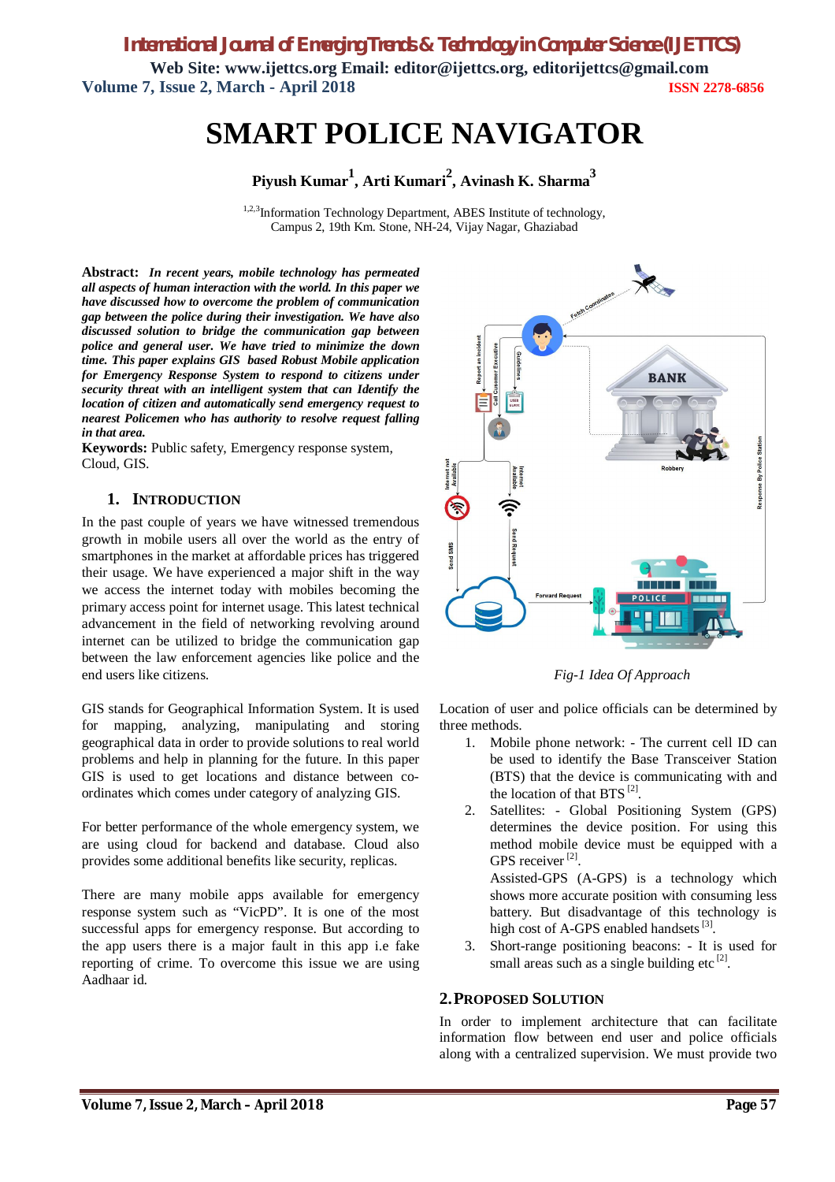# SMART POLICE NAVIGATOR

**Piyush Kumar[1], Arti Kumari[2], Avinash K. Sharma[3]**

[1,2,3]Information Technology Department, ABES Institute of technology, Campus 2, 19th Km. Stone, NH-24, Vijay Nagar, Ghaziabad

**Abstract:** ***In recent years, mobile technology has permeated all aspects of human interaction with the world. In this paper we have discussed how to overcome the problem of communication gap between the police during their investigation. We have also discussed solution to bridge the communication gap between police and general user. We have tried to minimize the down time. This paper explains GIS based Robust Mobile application for Emergency Response System to respond to citizens under security threat with an intelligent system that can Identify the location of citizen and automatically send emergency request to nearest Policemen who has authority to resolve request falling in that area.***

**Keywords:** Public safety, Emergency response system, Cloud, GIS.

## 1. INTRODUCTION

In the past couple of years we have witnessed tremendous growth in mobile users all over the world as the entry of smartphones in the market at affordable prices has triggered their usage. We have experienced a major shift in the way we access the internet today with mobiles becoming the primary access point for internet usage. This latest technical advancement in the field of networking revolving around internet can be utilized to bridge the communication gap between the law enforcement agencies like police and the end users like citizens.

GIS stands for Geographical Information System. It is used for mapping, analyzing, manipulating and storing geographical data in order to provide solutions to real world problems and help in planning for the future. In this paper GIS is used to get locations and distance between co-ordinates which comes under category of analyzing GIS.

For better performance of the whole emergency system, we are using cloud for backend and database. Cloud also provides some additional benefits like security, replicas.

There are many mobile apps available for emergency response system such as "VicPD". It is one of the most successful apps for emergency response. But according to the app users there is a major fault in this app i.e fake reporting of crime. To overcome this issue we are using Aadhaar id.

*Fig-1 Idea Of Approach*

Location of user and police officials can be determined by three methods.

1. Mobile phone network: - The current cell ID can be used to identify the Base Transceiver Station (BTS) that the device is communicating with and the location of that BTS [2].
2. Satellites: - Global Positioning System (GPS) determines the device position. For using this method mobile device must be equipped with a GPS receiver [2].

   Assisted-GPS (A-GPS) is a technology which shows more accurate position with consuming less battery. But disadvantage of this technology is high cost of A-GPS enabled handsets [3].
3. Short-range positioning beacons: - It is used for small areas such as a single building etc [2].

## 2. PROPOSED SOLUTION

In order to implement architecture that can facilitate information flow between end user and police officials along with a centralized supervision. We must provide two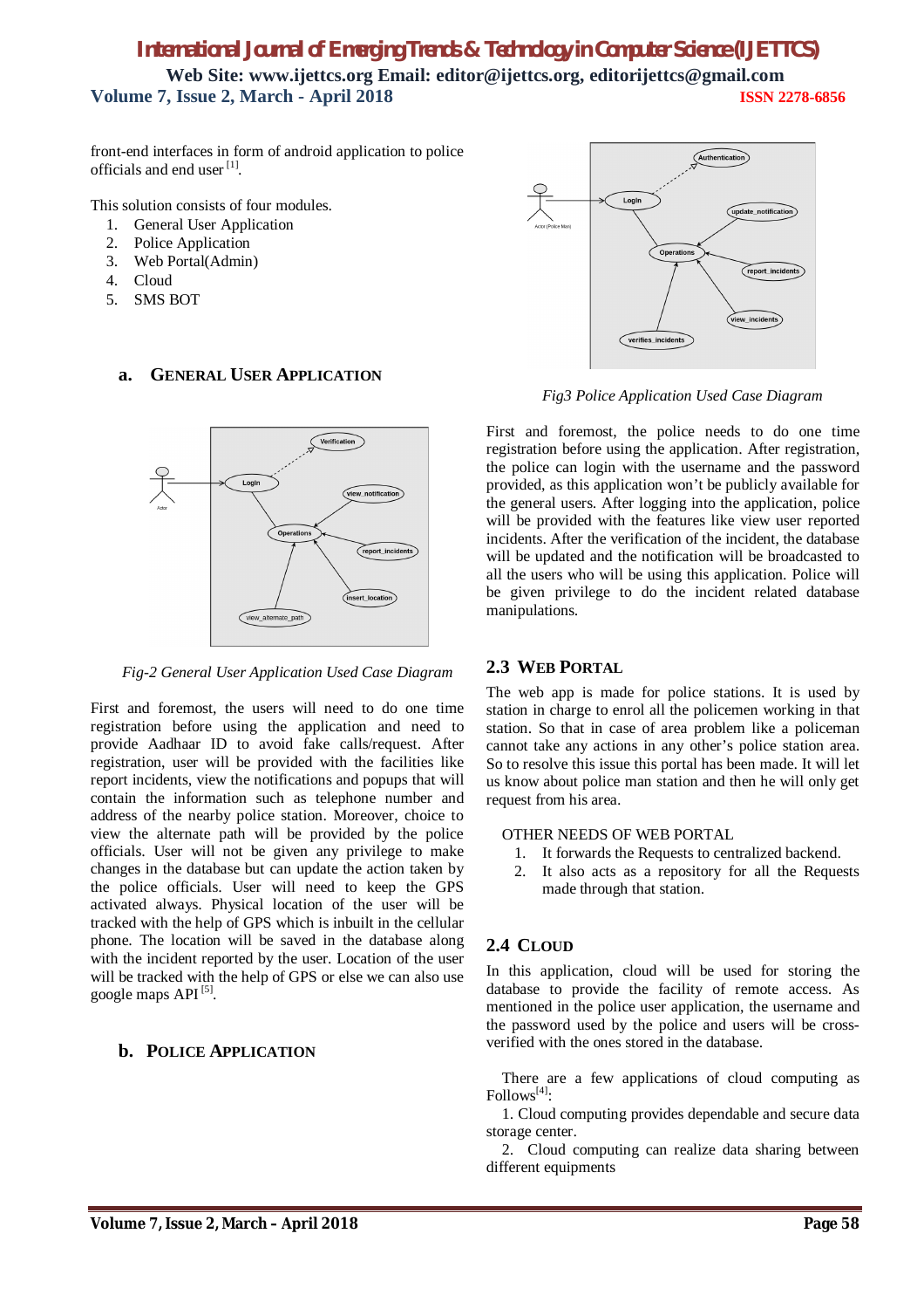front-end interfaces in form of android application to police officials and end user [1].

This solution consists of four modules.

1. General User Application
2. Police Application
3. Web Portal(Admin)
4. Cloud
5. SMS BOT

### a. General User Application

*Fig-2 General User Application Used Case Diagram*

First and foremost, the users will need to do one time registration before using the application and need to provide Aadhaar ID to avoid fake calls/request. After registration, user will be provided with the facilities like report incidents, view the notifications and popups that will contain the information such as telephone number and address of the nearby police station. Moreover, choice to view the alternate path will be provided by the police officials. User will not be given any privilege to make changes in the database but can update the action taken by the police officials. User will need to keep the GPS activated always. Physical location of the user will be tracked with the help of GPS which is inbuilt in the cellular phone. The location will be saved in the database along with the incident reported by the user. Location of the user will be tracked with the help of GPS or else we can also use google maps API [5].

### b. Police Application

*Fig3 Police Application Used Case Diagram*

First and foremost, the police needs to do one time registration before using the application. After registration, the police can login with the username and the password provided, as this application won't be publicly available for the general users. After logging into the application, police will be provided with the features like view user reported incidents. After the verification of the incident, the database will be updated and the notification will be broadcasted to all the users who will be using this application. Police will be given privilege to do the incident related database manipulations.

## 2.3 Web Portal

The web app is made for police stations. It is used by station in charge to enrol all the policemen working in that station. So that in case of area problem like a policeman cannot take any actions in any other's police station area. So to resolve this issue this portal has been made. It will let us know about police man station and then he will only get request from his area.

OTHER NEEDS OF WEB PORTAL

1. It forwards the Requests to centralized backend.
2. It also acts as a repository for all the Requests made through that station.

## 2.4 Cloud

In this application, cloud will be used for storing the database to provide the facility of remote access. As mentioned in the police user application, the username and the password used by the police and users will be cross-verified with the ones stored in the database.

There are a few applications of cloud computing as Follows[4]:

1. Cloud computing provides dependable and secure data storage center.

2. Cloud computing can realize data sharing between different equipments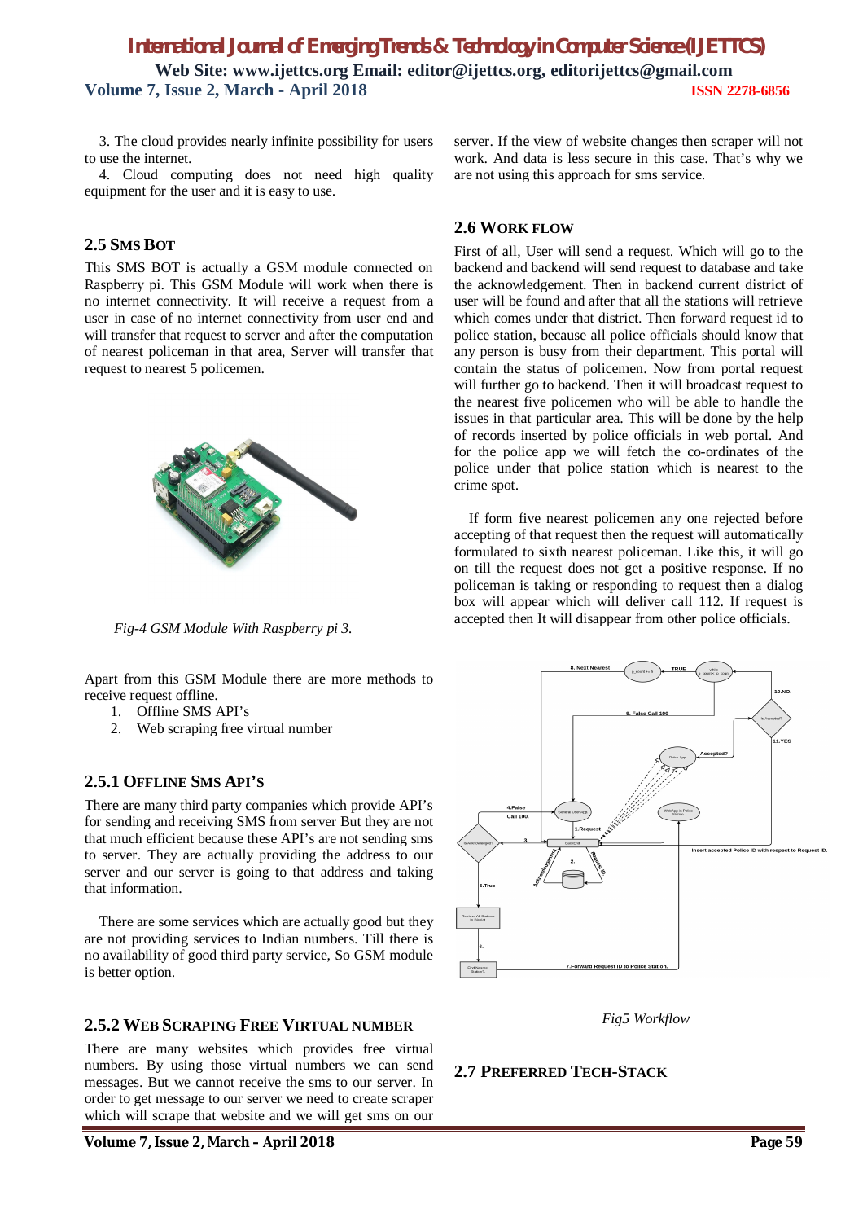3. The cloud provides nearly infinite possibility for users to use the internet.
4. Cloud computing does not need high quality equipment for the user and it is easy to use.

### 2.5 SMS BOT

This SMS BOT is actually a GSM module connected on Raspberry pi. This GSM Module will work when there is no internet connectivity. It will receive a request from a user in case of no internet connectivity from user end and will transfer that request to server and after the computation of nearest policeman in that area, Server will transfer that request to nearest 5 policemen.

*Fig-4 GSM Module With Raspberry pi 3.*

Apart from this GSM Module there are more methods to receive request offline.

1. Offline SMS API's
2. Web scraping free virtual number

#### 2.5.1 OFFLINE SMS API'S

There are many third party companies which provide API's for sending and receiving SMS from server But they are not that much efficient because these API's are not sending sms to server. They are actually providing the address to our server and our server is going to that address and taking that information.

There are some services which are actually good but they are not providing services to Indian numbers. Till there is no availability of good third party service, So GSM module is better option.

#### 2.5.2 WEB SCRAPING FREE VIRTUAL NUMBER

There are many websites which provides free virtual numbers. By using those virtual numbers we can send messages. But we cannot receive the sms to our server. In order to get message to our server we need to create scraper which will scrape that website and we will get sms on our server. If the view of website changes then scraper will not work. And data is less secure in this case. That's why we are not using this approach for sms service.

### 2.6 WORK FLOW

First of all, User will send a request. Which will go to the backend and backend will send request to database and take the acknowledgement. Then in backend current district of user will be found and after that all the stations will retrieve which comes under that district. Then forward request id to police station, because all police officials should know that any person is busy from their department. This portal will contain the status of policemen. Now from portal request will further go to backend. Then it will broadcast request to the nearest five policemen who will be able to handle the issues in that particular area. This will be done by the help of records inserted by police officials in web portal. And for the police app we will fetch the co-ordinates of the police under that police station which is nearest to the crime spot.

If form five nearest policemen any one rejected before accepting of that request then the request will automatically formulated to sixth nearest policeman. Like this, it will go on till the request does not get a positive response. If no policeman is taking or responding to request then a dialog box will appear which will deliver call 112. If request is accepted then It will disappear from other police officials.

*Fig5 Workflow*

### 2.7 PREFERRED TECH-STACK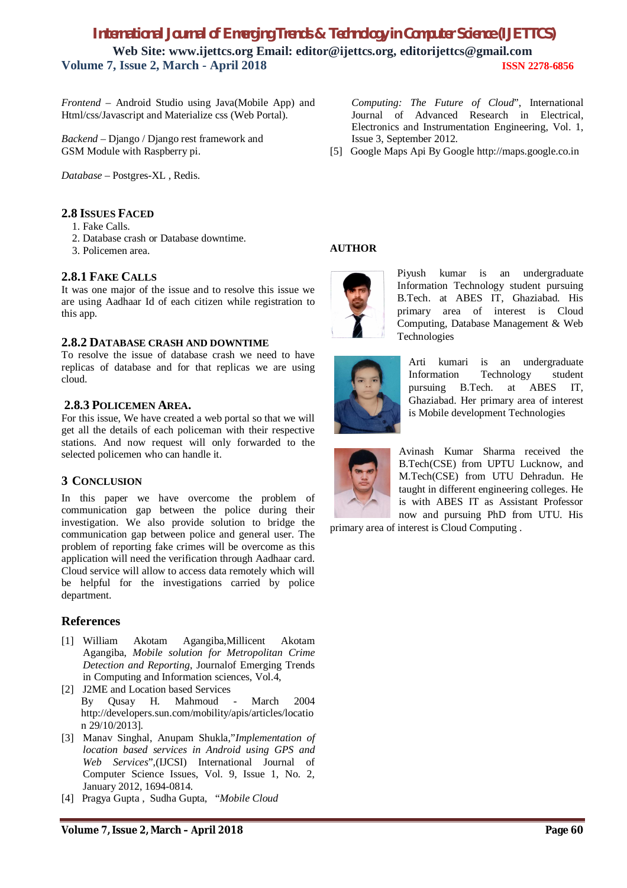*Frontend* – Android Studio using Java(Mobile App) and Html/css/Javascript and Materialize css (Web Portal).

*Backend* – Django / Django rest framework and GSM Module with Raspberry pi.

*Database* – Postgres-XL , Redis.

### 2.8 Issues Faced

1. Fake Calls.
2. Database crash or Database downtime.
3. Policemen area.

### 2.8.1 Fake Calls

It was one major of the issue and to resolve this issue we are using Aadhaar Id of each citizen while registration to this app.

### 2.8.2 Database crash and downtime

To resolve the issue of database crash we need to have replicas of database and for that replicas we are using cloud.

### 2.8.3 Policemen Area.

For this issue, We have created a web portal so that we will get all the details of each policeman with their respective stations. And now request will only forwarded to the selected policemen who can handle it.

## 3 Conclusion

In this paper we have overcome the problem of communication gap between the police during their investigation. We also provide solution to bridge the communication gap between police and general user. The problem of reporting fake crimes will be overcome as this application will need the verification through Aadhaar card. Cloud service will allow to access data remotely which will be helpful for the investigations carried by police department.

## References

[1] William Akotam Agangiba,Millicent Akotam Agangiba, *Mobile solution for Metropolitan Crime Detection and Reporting*, Journalof Emerging Trends in Computing and Information sciences, Vol.4,

[2] J2ME and Location based Services By Qusay H. Mahmoud - March 2004 http://developers.sun.com/mobility/apis/articles/location 29/10/2013].

[3] Manav Singhal, Anupam Shukla,"*Implementation of location based services in Android using GPS and Web Services*",(IJCSI) International Journal of Computer Science Issues, Vol. 9, Issue 1, No. 2, January 2012, 1694-0814.

[4] Pragya Gupta , Sudha Gupta, "*Mobile Cloud Computing: The Future of Cloud*", International Journal of Advanced Research in Electrical, Electronics and Instrumentation Engineering, Vol. 1, Issue 3, September 2012.

[5] Google Maps Api By Google http://maps.google.co.in

## AUTHOR

Piyush kumar is an undergraduate Information Technology student pursuing B.Tech. at ABES IT, Ghaziabad. His primary area of interest is Cloud Computing, Database Management & Web Technologies

Arti kumari is an undergraduate Information Technology student pursuing B.Tech. at ABES IT, Ghaziabad. Her primary area of interest is Mobile development Technologies

Avinash Kumar Sharma received the B.Tech(CSE) from UPTU Lucknow, and M.Tech(CSE) from UTU Dehradun. He taught in different engineering colleges. He is with ABES IT as Assistant Professor now and pursuing PhD from UTU. His primary area of interest is Cloud Computing .